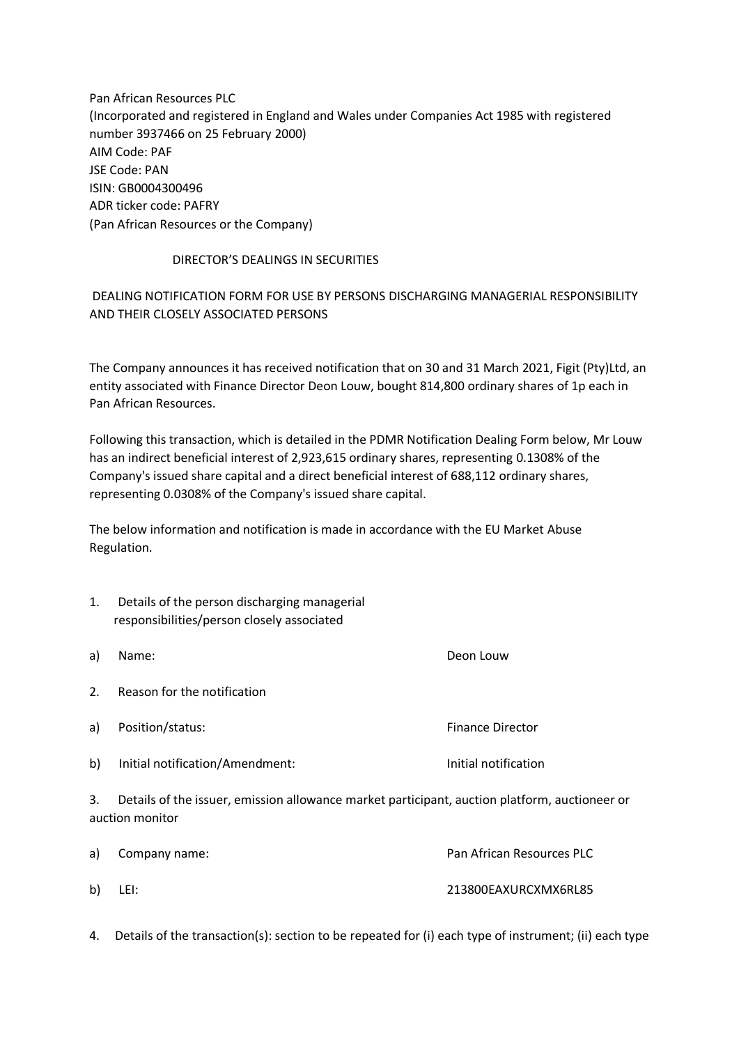Pan African Resources PLC
(Incorporated and registered in England and Wales under Companies Act 1985 with registered number 3937466 on 25 February 2000)
AIM Code: PAF
JSE Code: PAN
ISIN: GB0004300496
ADR ticker code: PAFRY
(Pan African Resources or the Company)

DIRECTOR'S DEALINGS IN SECURITIES

DEALING NOTIFICATION FORM FOR USE BY PERSONS DISCHARGING MANAGERIAL RESPONSIBILITY AND THEIR CLOSELY ASSOCIATED PERSONS

The Company announces it has received notification that on 30 and 31 March 2021, Figit (Pty)Ltd, an entity associated with Finance Director Deon Louw, bought 814,800 ordinary shares of 1p each in Pan African Resources.

Following this transaction, which is detailed in the PDMR Notification Dealing Form below, Mr Louw has an indirect beneficial interest of 2,923,615 ordinary shares, representing 0.1308% of the Company's issued share capital and a direct beneficial interest of 688,112 ordinary shares, representing 0.0308% of the Company's issued share capital.

The below information and notification is made in accordance with the EU Market Abuse Regulation.

1. Details of the person discharging managerial responsibilities/person closely associated

| | | |
|---|---|---|
| a) | Name: | Deon Louw |

2. Reason for the notification

| | | |
|---|---|---|
| a) | Position/status: | Finance Director |
| b) | Initial notification/Amendment: | Initial notification |

3. Details of the issuer, emission allowance market participant, auction platform, auctioneer or auction monitor

| | | |
|---|---|---|
| a) | Company name: | Pan African Resources PLC |
| b) | LEI: | 213800EAXURCXMX6RL85 |

4. Details of the transaction(s): section to be repeated for (i) each type of instrument; (ii) each type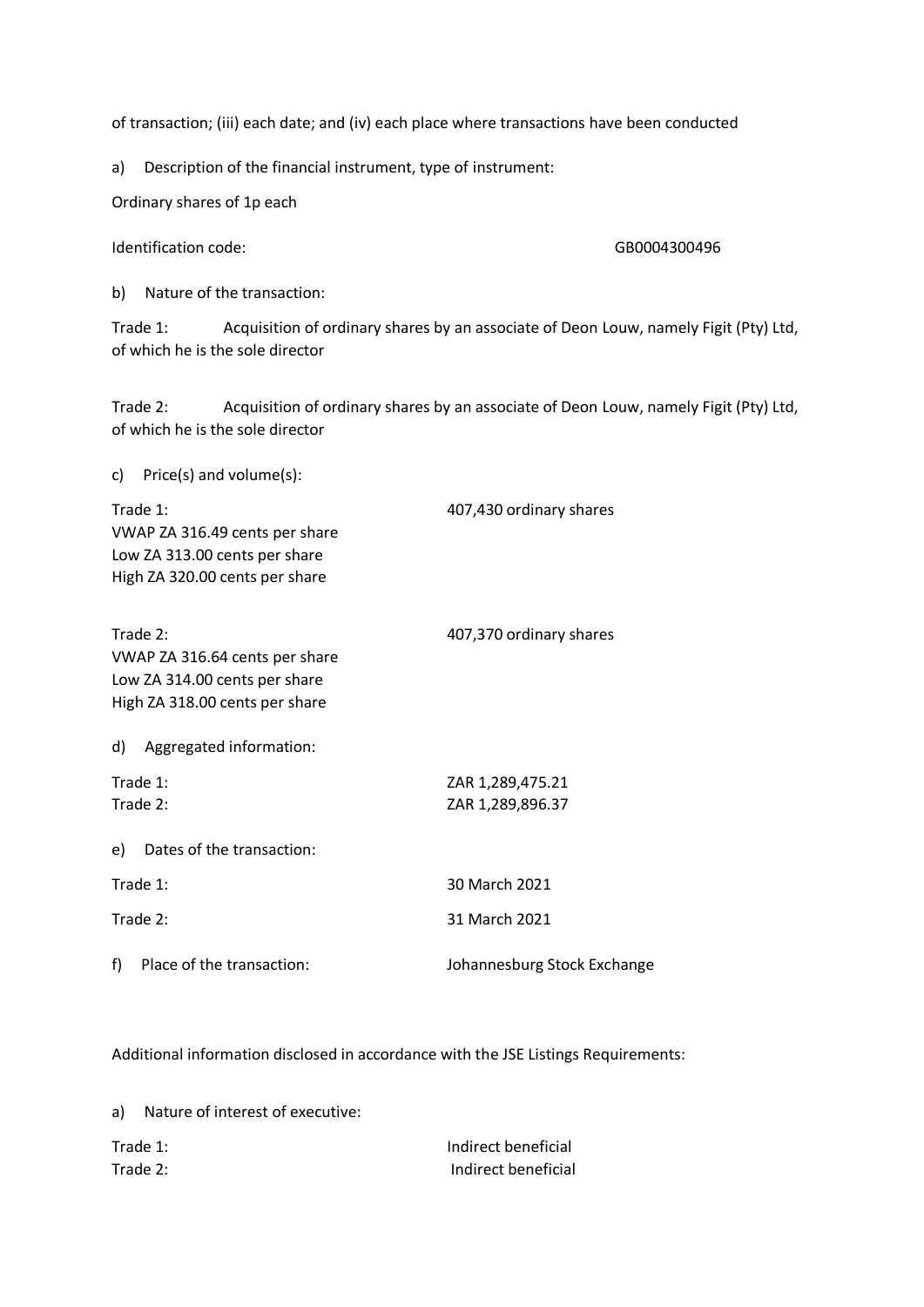of transaction; (iii) each date; and (iv) each place where transactions have been conducted

a) Description of the financial instrument, type of instrument:

Ordinary shares of 1p each

Identification code: GB0004300496

b) Nature of the transaction:

Trade 1: Acquisition of ordinary shares by an associate of Deon Louw, namely Figit (Pty) Ltd, of which he is the sole director

Trade 2: Acquisition of ordinary shares by an associate of Deon Louw, namely Figit (Pty) Ltd, of which he is the sole director

c) Price(s) and volume(s):

Trade 1: 407,430 ordinary shares
VWAP ZA 316.49 cents per share
Low ZA 313.00 cents per share
High ZA 320.00 cents per share

Trade 2: 407,370 ordinary shares
VWAP ZA 316.64 cents per share
Low ZA 314.00 cents per share
High ZA 318.00 cents per share

d) Aggregated information:

Trade 1: ZAR 1,289,475.21
Trade 2: ZAR 1,289,896.37

e) Dates of the transaction:

Trade 1: 30 March 2021

Trade 2: 31 March 2021

f) Place of the transaction: Johannesburg Stock Exchange

Additional information disclosed in accordance with the JSE Listings Requirements:

a) Nature of interest of executive:

Trade 1: Indirect beneficial
Trade 2: Indirect beneficial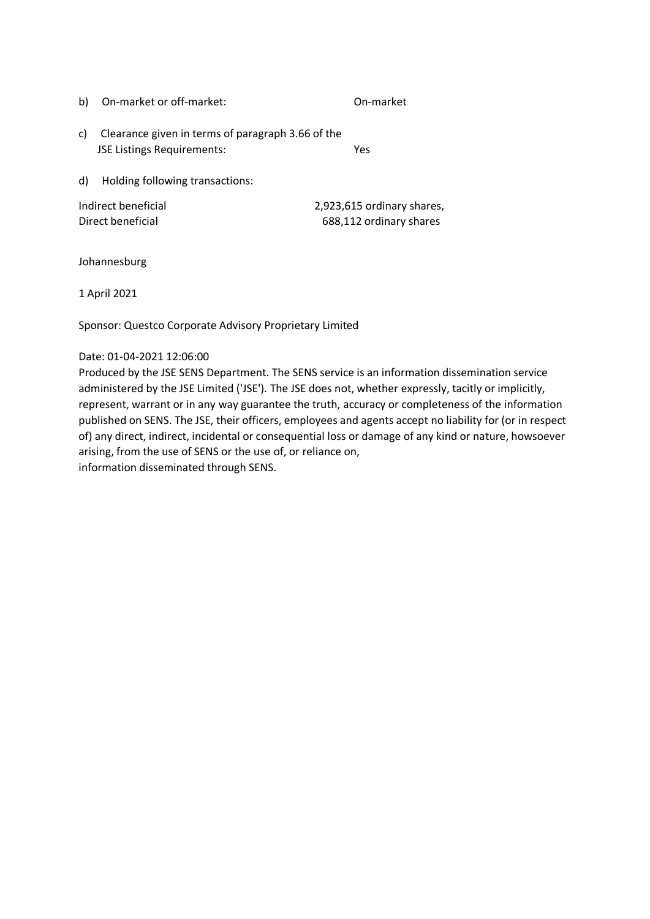b) On-market or off-market: On-market

c) Clearance given in terms of paragraph 3.66 of the JSE Listings Requirements: Yes

d) Holding following transactions:

| | |
|---|---|
| Indirect beneficial | 2,923,615 ordinary shares, |
| Direct beneficial | 688,112 ordinary shares |

Johannesburg

1 April 2021

Sponsor: Questco Corporate Advisory Proprietary Limited

Date: 01-04-2021 12:06:00
Produced by the JSE SENS Department. The SENS service is an information dissemination service administered by the JSE Limited ('JSE'). The JSE does not, whether expressly, tacitly or implicitly, represent, warrant or in any way guarantee the truth, accuracy or completeness of the information published on SENS. The JSE, their officers, employees and agents accept no liability for (or in respect of) any direct, indirect, incidental or consequential loss or damage of any kind or nature, howsoever arising, from the use of SENS or the use of, or reliance on,
information disseminated through SENS.